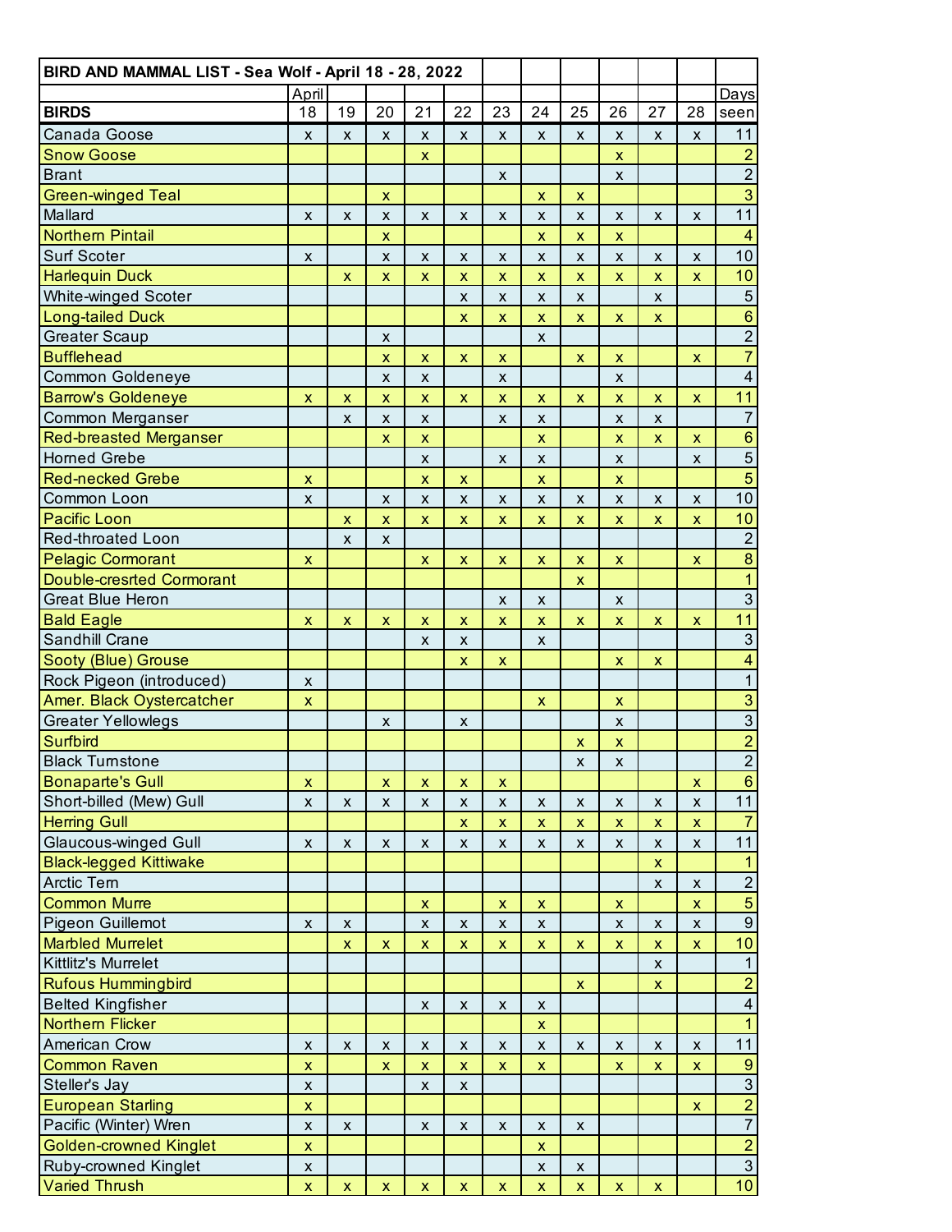| BIRD AND MAMMAL LIST - Sea Wolf - April 18 - 28, 2022 | | | | | | | | | | | | |
|---|---|---|---|---|---|---|---|---|---|---|---|---|
| | April | | | | | | | | | | | Days |
| **BIRDS** | 18 | 19 | 20 | 21 | 22 | 23 | 24 | 25 | 26 | 27 | 28 | seen |
| Canada Goose | x | x | x | x | x | x | x | x | x | x | x | 11 |
| Snow Goose | | | | x | | | | | x | | | 2 |
| Brant | | | | | | x | | | x | | | 2 |
| Green-winged Teal | | | x | | | | x | x | | | | 3 |
| Mallard | x | x | x | x | x | x | x | x | x | x | x | 11 |
| Northern Pintail | | | x | | | | x | x | x | | | 4 |
| Surf Scoter | x | | x | x | x | x | x | x | x | x | x | 10 |
| Harlequin Duck | | x | x | x | x | x | x | x | x | x | x | 10 |
| White-winged Scoter | | | | | x | x | x | x | | x | | 5 |
| Long-tailed Duck | | | | | x | x | x | x | x | x | | 6 |
| Greater Scaup | | | x | | | | x | | | | | 2 |
| Bufflehead | | | x | x | x | x | | x | x | | x | 7 |
| Common Goldeneye | | | x | x | | x | | | x | | | 4 |
| Barrow's Goldeneye | x | x | x | x | x | x | x | x | x | x | x | 11 |
| Common Merganser | | x | x | x | | x | x | | x | x | | 7 |
| Red-breasted Merganser | | | x | x | | | x | | x | x | x | 6 |
| Horned Grebe | | | | x | | x | x | | x | | x | 5 |
| Red-necked Grebe | x | | | x | x | | x | | x | | | 5 |
| Common Loon | x | | x | x | x | x | x | x | x | x | x | 10 |
| Pacific Loon | | x | x | x | x | x | x | x | x | x | x | 10 |
| Red-throated Loon | | x | x | | | | | | | | | 2 |
| Pelagic Cormorant | x | | | x | x | x | x | x | x | | x | 8 |
| Double-cresrted Cormorant | | | | | | | | x | | | | 1 |
| Great Blue Heron | | | | | | x | x | | x | | | 3 |
| Bald Eagle | x | x | x | x | x | x | x | x | x | x | x | 11 |
| Sandhill Crane | | | | x | x | | x | | | | | 3 |
| Sooty (Blue) Grouse | | | | | x | x | | | x | x | | 4 |
| Rock Pigeon (introduced) | x | | | | | | | | | | | 1 |
| Amer. Black Oystercatcher | x | | | | | | x | | x | | | 3 |
| Greater Yellowlegs | | | x | | x | | | | x | | | 3 |
| Surfbird | | | | | | | | x | x | | | 2 |
| Black Turnstone | | | | | | | | x | x | | | 2 |
| Bonaparte's Gull | x | | x | x | x | x | | | | | x | 6 |
| Short-billed (Mew) Gull | x | x | x | x | x | x | x | x | x | x | x | 11 |
| Herring Gull | | | | | x | x | x | x | x | x | x | 7 |
| Glaucous-winged Gull | x | x | x | x | x | x | x | x | x | x | x | 11 |
| Black-legged Kittiwake | | | | | | | | | | x | | 1 |
| Arctic Tern | | | | | | | | | | x | x | 2 |
| Common Murre | | | | x | | x | x | | x | | x | 5 |
| Pigeon Guillemot | x | x | | x | x | x | x | | x | x | x | 9 |
| Marbled Murrelet | | x | x | x | x | x | x | x | x | x | x | 10 |
| Kittlitz's Murrelet | | | | | | | | | | x | | 1 |
| Rufous Hummingbird | | | | | | | | x | | x | | 2 |
| Belted Kingfisher | | | | x | x | x | x | | | | | 4 |
| Northern Flicker | | | | | | | x | | | | | 1 |
| American Crow | x | x | x | x | x | x | x | x | x | x | x | 11 |
| Common Raven | x | | x | x | x | x | x | | x | x | x | 9 |
| Steller's Jay | x | | | x | x | | | | | | | 3 |
| European Starling | x | | | | | | | | | | x | 2 |
| Pacific (Winter) Wren | x | x | | x | x | x | x | x | | | | 7 |
| Golden-crowned Kinglet | x | | | | | | x | | | | | 2 |
| Ruby-crowned Kinglet | x | | | | | | x | x | | | | 3 |
| Varied Thrush | x | x | x | x | x | x | x | x | x | x | | 10 |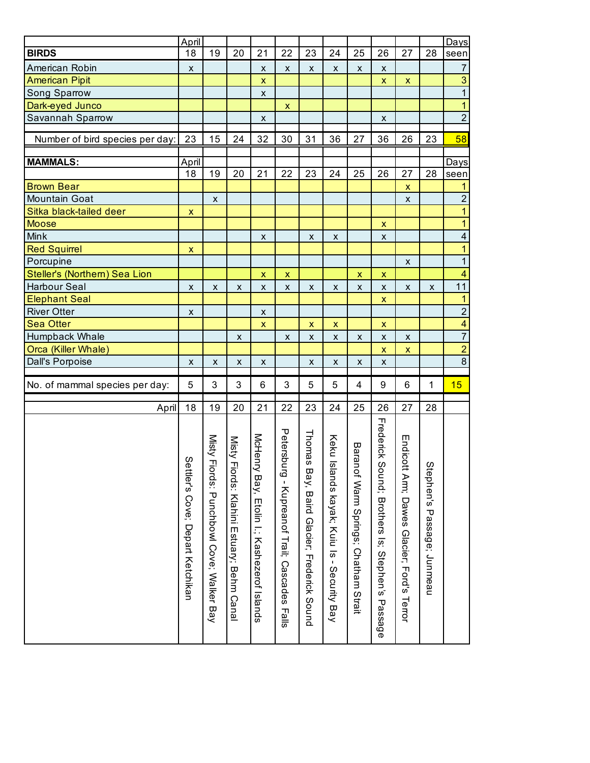| | April | | | | | | | | | | | Days |
|---|---|---|---|---|---|---|---|---|---|---|---|---|
| **BIRDS** | 18 | 19 | 20 | 21 | 22 | 23 | 24 | 25 | 26 | 27 | 28 | seen |
| American Robin | x | | | x | x | x | x | x | x | | | 7 |
| American Pipit | | | | x | | | | | x | x | | 3 |
| Song Sparrow | | | | x | | | | | | | | 1 |
| Dark-eyed Junco | | | | | x | | | | | | | 1 |
| Savannah Sparrow | | | | x | | | | | x | | | 2 |
| | | | | | | | | | | | | |
| Number of bird species per day: | 23 | 15 | 24 | 32 | 30 | 31 | 36 | 27 | 36 | 26 | 23 | 58 |

| | April | | | | | | | | | | | Days |
|---|---|---|---|---|---|---|---|---|---|---|---|---|
| **MAMMALS:** | 18 | 19 | 20 | 21 | 22 | 23 | 24 | 25 | 26 | 27 | 28 | seen |
| Brown Bear | | | | | | | | | | x | | 1 |
| Mountain Goat | | x | | | | | | | | x | | 2 |
| Sitka black-tailed deer | x | | | | | | | | | | | 1 |
| Moose | | | | | | | | | x | | | 1 |
| Mink | | | | x | | x | x | | x | | | 4 |
| Red Squirrel | x | | | | | | | | | | | 1 |
| Porcupine | | | | | | | | | | x | | 1 |
| Steller's (Northern) Sea Lion | | | | x | x | | | x | x | | | 4 |
| Harbour Seal | x | x | x | x | x | x | x | x | x | x | x | 11 |
| Elephant Seal | | | | | | | | | x | | | 1 |
| River Otter | x | | | x | | | | | | | | 2 |
| Sea Otter | | | | x | | x | x | | x | | | 4 |
| Humpback Whale | | | x | | x | x | x | x | x | x | | 7 |
| Orca (Killer Whale) | | | | | | | | | x | x | | 2 |
| Dall's Porpoise | x | x | x | x | | x | x | x | x | | | 8 |
| | | | | | | | | | | | | |
| No. of mammal species per day: | 5 | 3 | 3 | 6 | 3 | 5 | 5 | 4 | 9 | 6 | 1 | 15 |

| April | Location |
|---|---|
| 18 | Settler's Cove; Depart Ketchikan |
| 19 | Misty Fiords: Punchbowl Cove; Walker Bay |
| 20 | Misty Fiords: Klahini Estuary; Behm Canal |
| 21 | McHenry Bay, Etolin I.; Kashezerof Islands |
| 22 | Petersburg - Kupreanof Trail; Cascades Falls |
| 23 | Thomas Bay, Baird Glacier; Frederick Sound |
| 24 | Keku Islands kayak; Kuiu Is - Security Bay |
| 25 | Baranof Warm Springs; Chatham Strait |
| 26 | Frederick Sound; Brothers Is; Stephen's Passage |
| 27 | Endicott Arm; Dawes Glacier; Ford's Terror |
| 28 | Stephen's Passage; Junmeau |